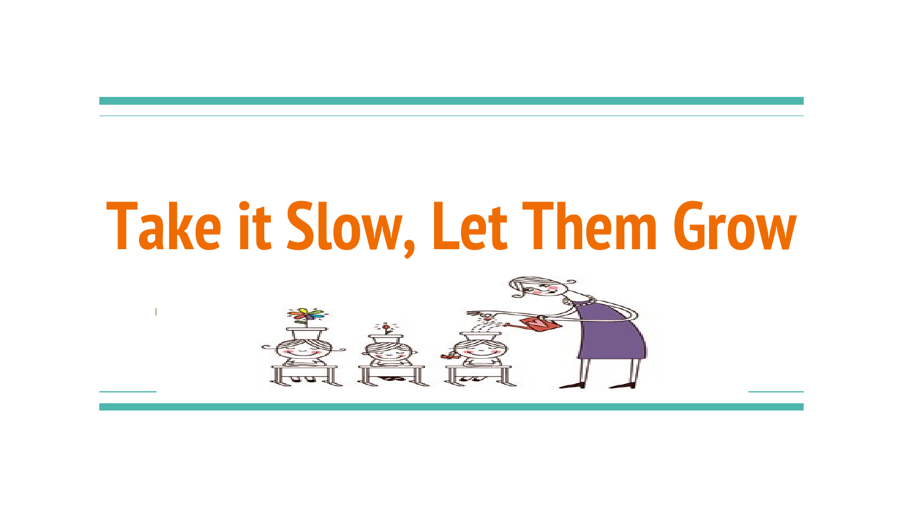# Take it Slow, Let Them Grow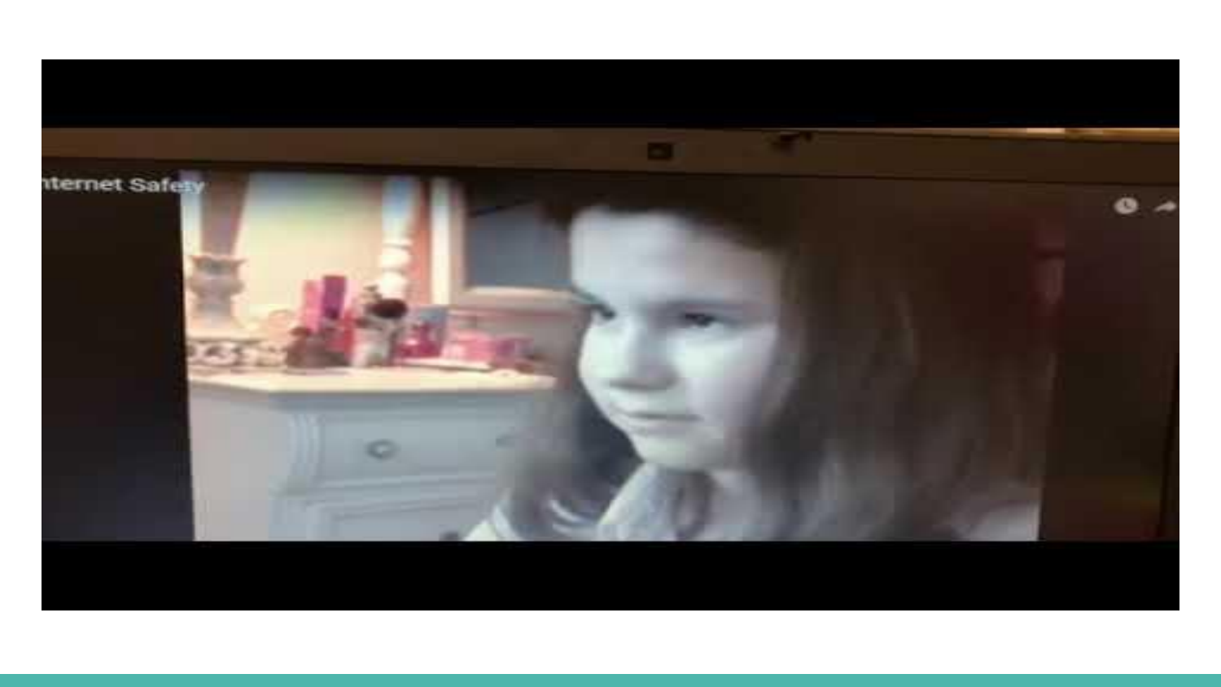nternet Safety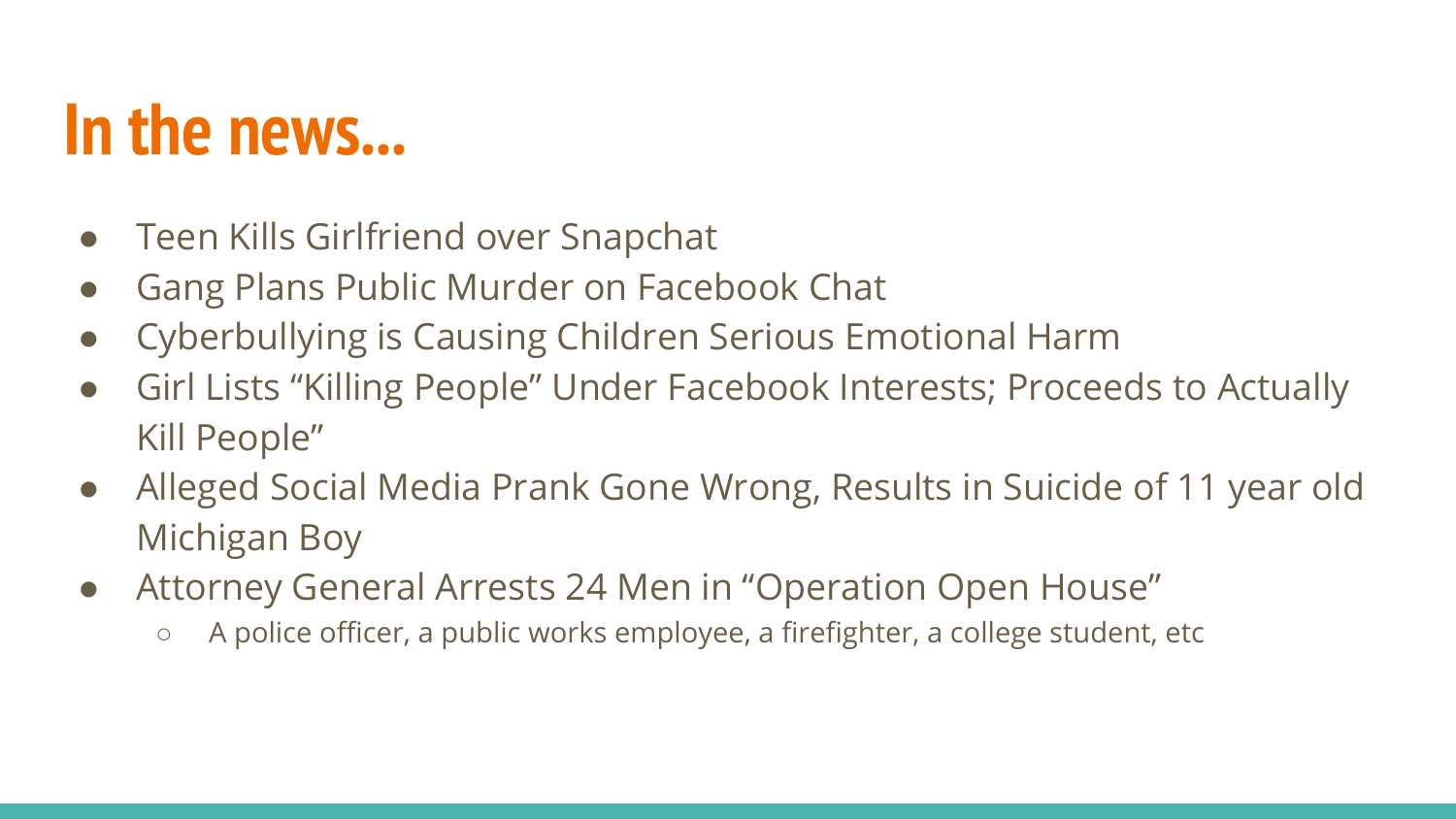# In the news...

- Teen Kills Girlfriend over Snapchat
- Gang Plans Public Murder on Facebook Chat
- Cyberbullying is Causing Children Serious Emotional Harm
- Girl Lists "Killing People" Under Facebook Interests; Proceeds to Actually Kill People"
- Alleged Social Media Prank Gone Wrong, Results in Suicide of 11 year old Michigan Boy
- Attorney General Arrests 24 Men in "Operation Open House"
  - A police officer, a public works employee, a firefighter, a college student, etc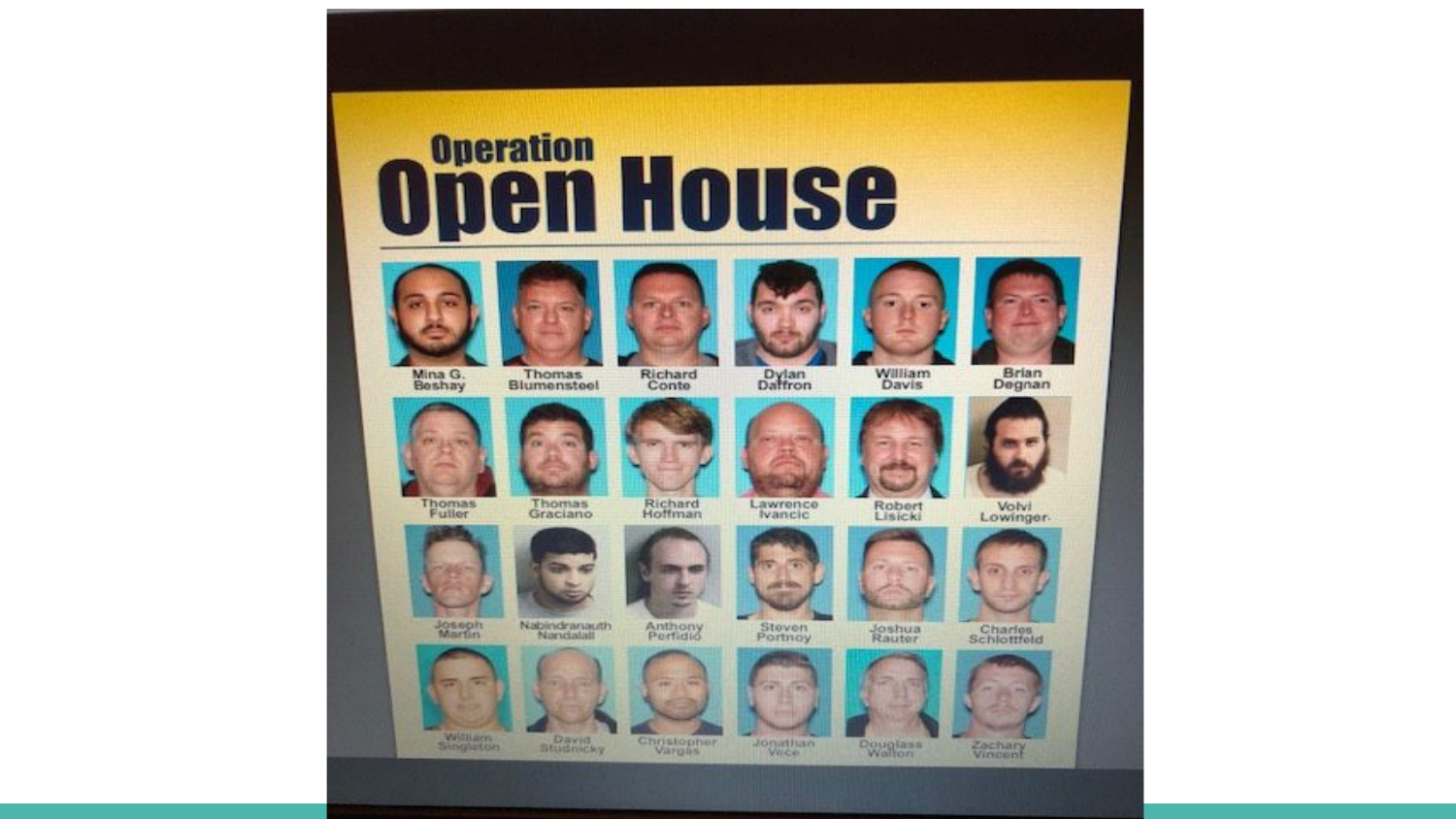# Operation Open House

| | | | | | |
|---|---|---|---|---|---|
| Mina G. Beshay | Thomas Blumensteel | Richard Conte | Dylan Daffron | William Davis | Brian Degnan |
| Thomas Fuller | Thomas Graciano | Richard Hoffman | Lawrence Ivancic | Robert Lisicki | Volvi Lowinger |
| Joseph Martin | Nabindranauth Nandalall | Anthony Perfidio | Steven Portnoy | Joshua Rauter | Charles Schlottfeld |
| William Singleton | David Studnicky | Christopher Vargas | Jonathan Vece | Douglass Walton | Zachary Vincent |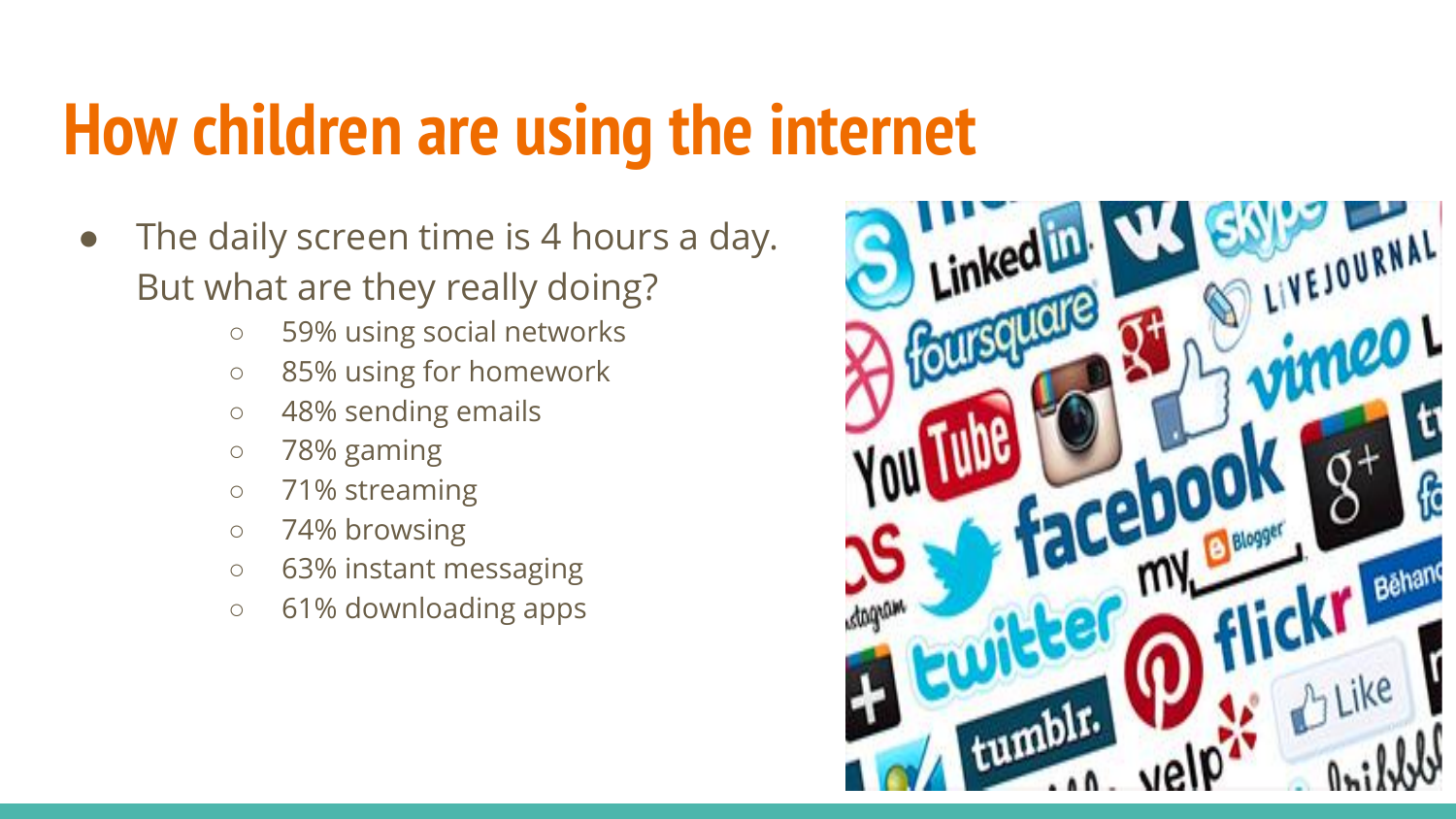# How children are using the internet

- The daily screen time is 4 hours a day. But what are they really doing?
  - 59% using social networks
  - 85% using for homework
  - 48% sending emails
  - 78% gaming
  - 71% streaming
  - 74% browsing
  - 63% instant messaging
  - 61% downloading apps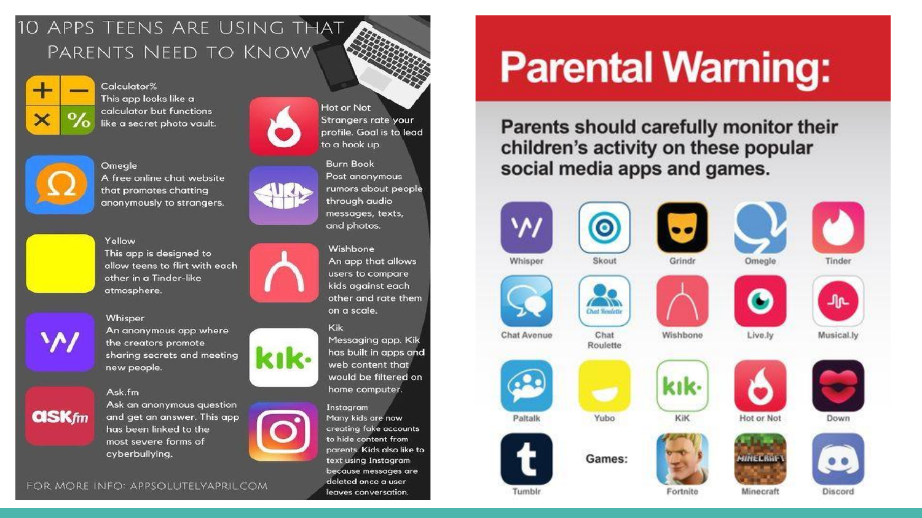# 10 Apps Teens Are Using That Parents Need to Know

**Calculator%**
This app looks like a calculator but functions like a secret photo vault.

**Omegle**
A free online chat website that promotes chatting anonymously to strangers.

**Yellow**
This app is designed to allow teens to flirt with each other in a Tinder-like atmosphere.

**Whisper**
An anonymous app where the creators promote sharing secrets and meeting new people.

**Ask.fm**
Ask an anonymous question and get an answer. This app has been linked to the most severe forms of cyberbullying.

**Hot or Not**
Strangers rate your profile. Goal is to lead to a hook up.

**Burn Book**
Post anonymous rumors about people through audio messages, texts, and photos.

**Wishbone**
An app that allows users to compare kids against each other and rate them on a scale.

**Kik**
Messaging app. Kik has built in apps and web content that would be filtered on home computer.

**Instagram**
Many kids are now creating fake accounts to hide content from parents. Kids also like to text using Instagram because messages are deleted once a user leaves conversation.

FOR MORE INFO: APPSOLUTELYAPRIL.COM

# Parental Warning:

**Parents should carefully monitor their children's activity on these popular social media apps and games.**

- Whisper
- Skout
- Grindr
- Omegle
- Tinder
- Chat Avenue
- Chat Roulette
- Wishbone
- Live.ly
- Musical.ly
- Paltalk
- Yubo
- KiK
- Hot or Not
- Down
- Tumblr

**Games:**

- Fortnite
- Minecraft
- Discord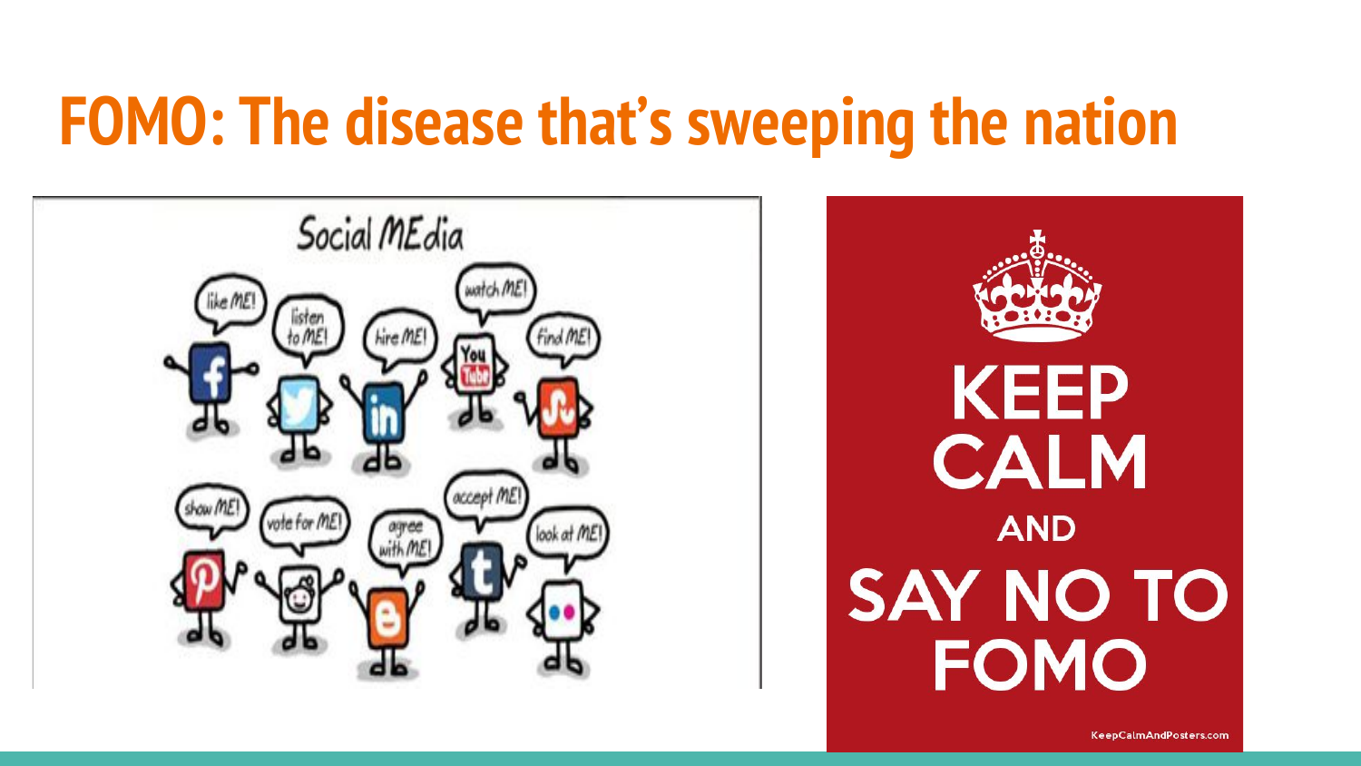# FOMO: The disease that's sweeping the nation

Social MEdia

like ME! listen to ME! hire ME! watch ME! find ME!

show ME! vote for ME! agree with ME! accept ME! look at ME!

KEEP CALM AND SAY NO TO FOMO

KeepCalmAndPosters.com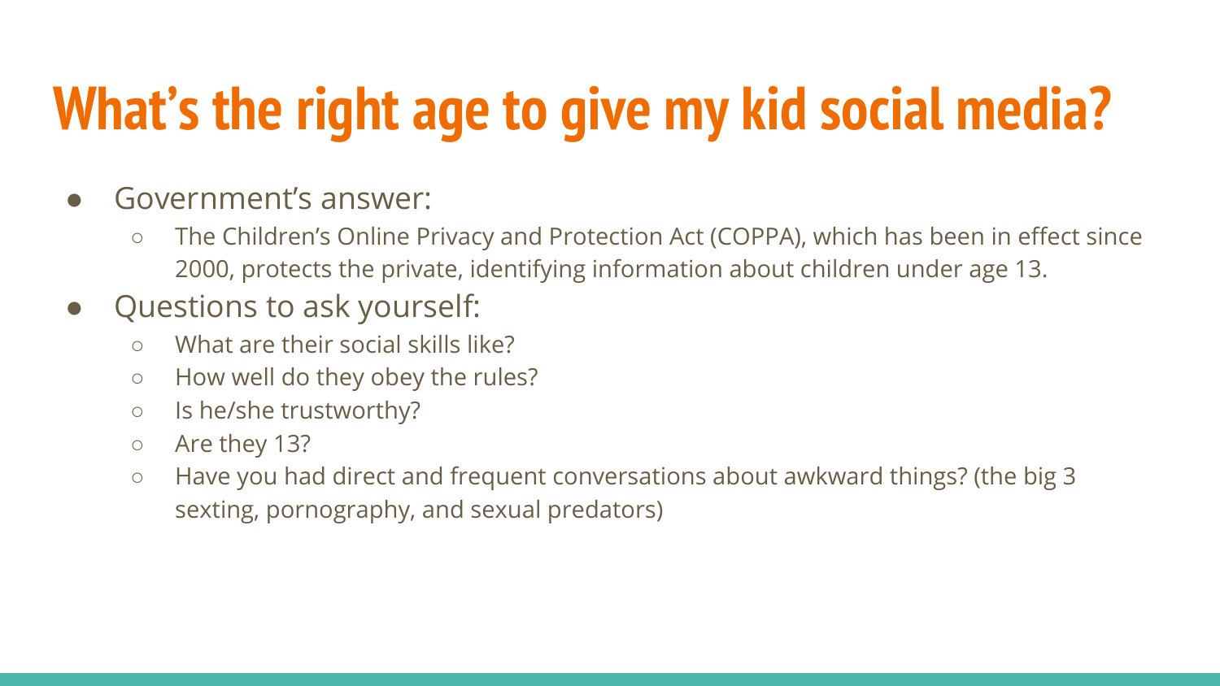# What's the right age to give my kid social media?

- Government's answer:
  - The Children's Online Privacy and Protection Act (COPPA), which has been in effect since 2000, protects the private, identifying information about children under age 13.
- Questions to ask yourself:
  - What are their social skills like?
  - How well do they obey the rules?
  - Is he/she trustworthy?
  - Are they 13?
  - Have you had direct and frequent conversations about awkward things? (the big 3 sexting, pornography, and sexual predators)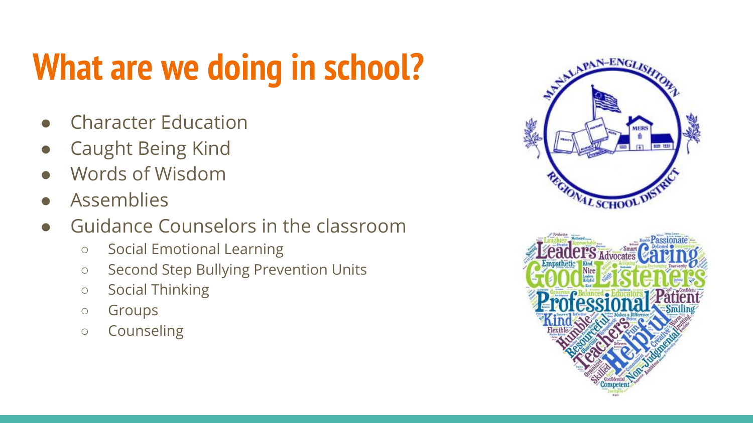# What are we doing in school?

- Character Education
- Caught Being Kind
- Words of Wisdom
- Assemblies
- Guidance Counselors in the classroom
  - Social Emotional Learning
  - Second Step Bullying Prevention Units
  - Social Thinking
  - Groups
  - Counseling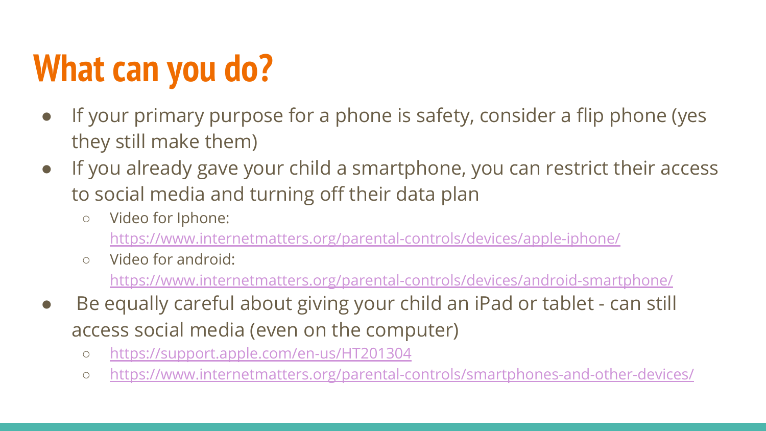# What can you do?

- If your primary purpose for a phone is safety, consider a flip phone (yes they still make them)
- If you already gave your child a smartphone, you can restrict their access to social media and turning off their data plan
  - Video for Iphone: https://www.internetmatters.org/parental-controls/devices/apple-iphone/
  - Video for android: https://www.internetmatters.org/parental-controls/devices/android-smartphone/
- Be equally careful about giving your child an iPad or tablet - can still access social media (even on the computer)
  - https://support.apple.com/en-us/HT201304
  - https://www.internetmatters.org/parental-controls/smartphones-and-other-devices/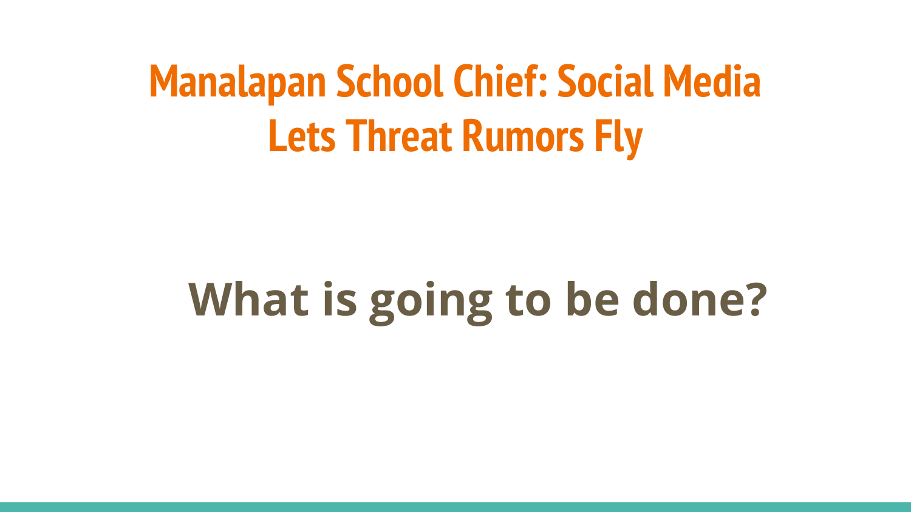# Manalapan School Chief: Social Media Lets Threat Rumors Fly

## What is going to be done?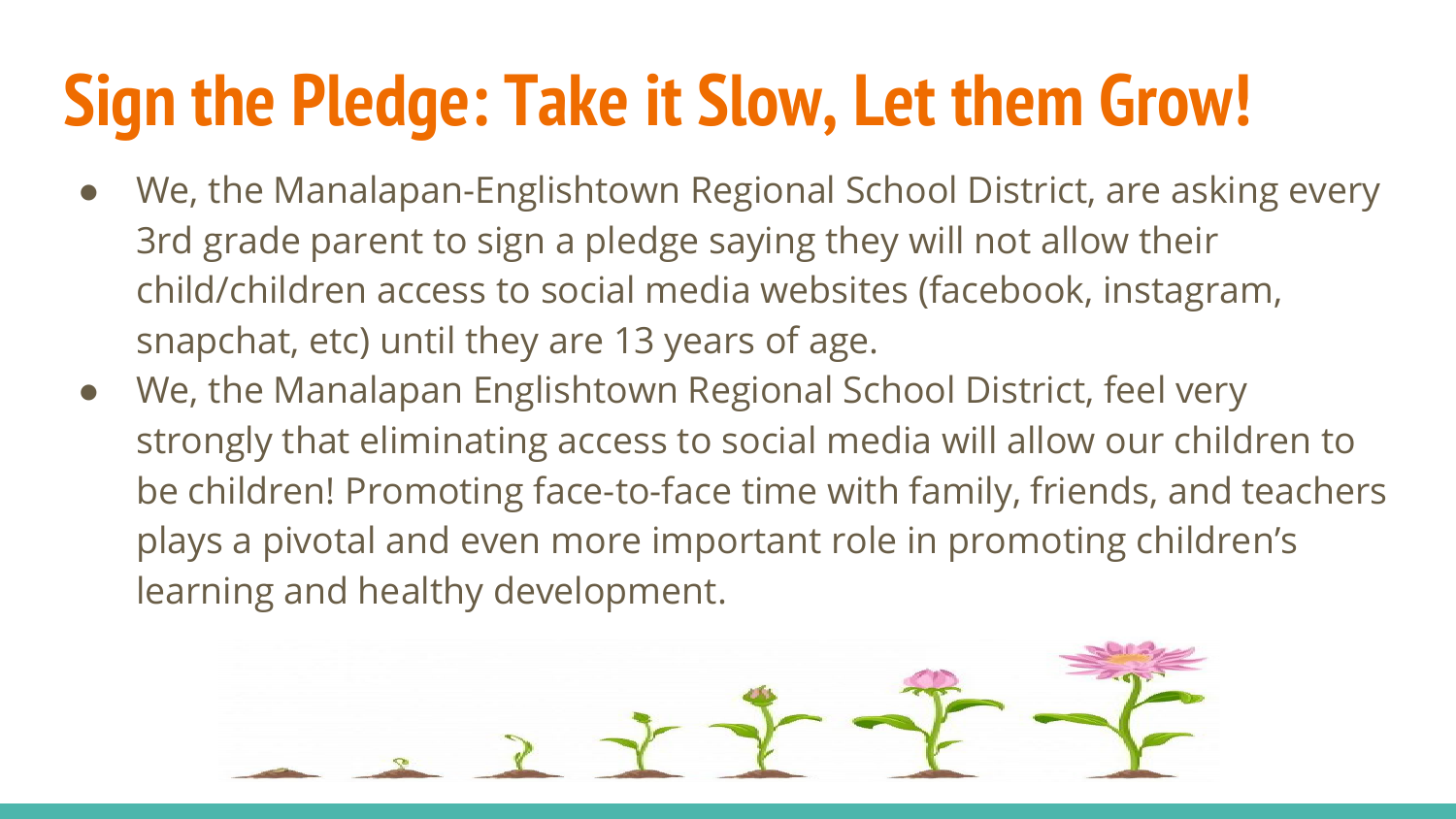# Sign the Pledge: Take it Slow, Let them Grow!

- We, the Manalapan-Englishtown Regional School District, are asking every 3rd grade parent to sign a pledge saying they will not allow their child/children access to social media websites (facebook, instagram, snapchat, etc) until they are 13 years of age.
- We, the Manalapan Englishtown Regional School District, feel very strongly that eliminating access to social media will allow our children to be children! Promoting face-to-face time with family, friends, and teachers plays a pivotal and even more important role in promoting children's learning and healthy development.